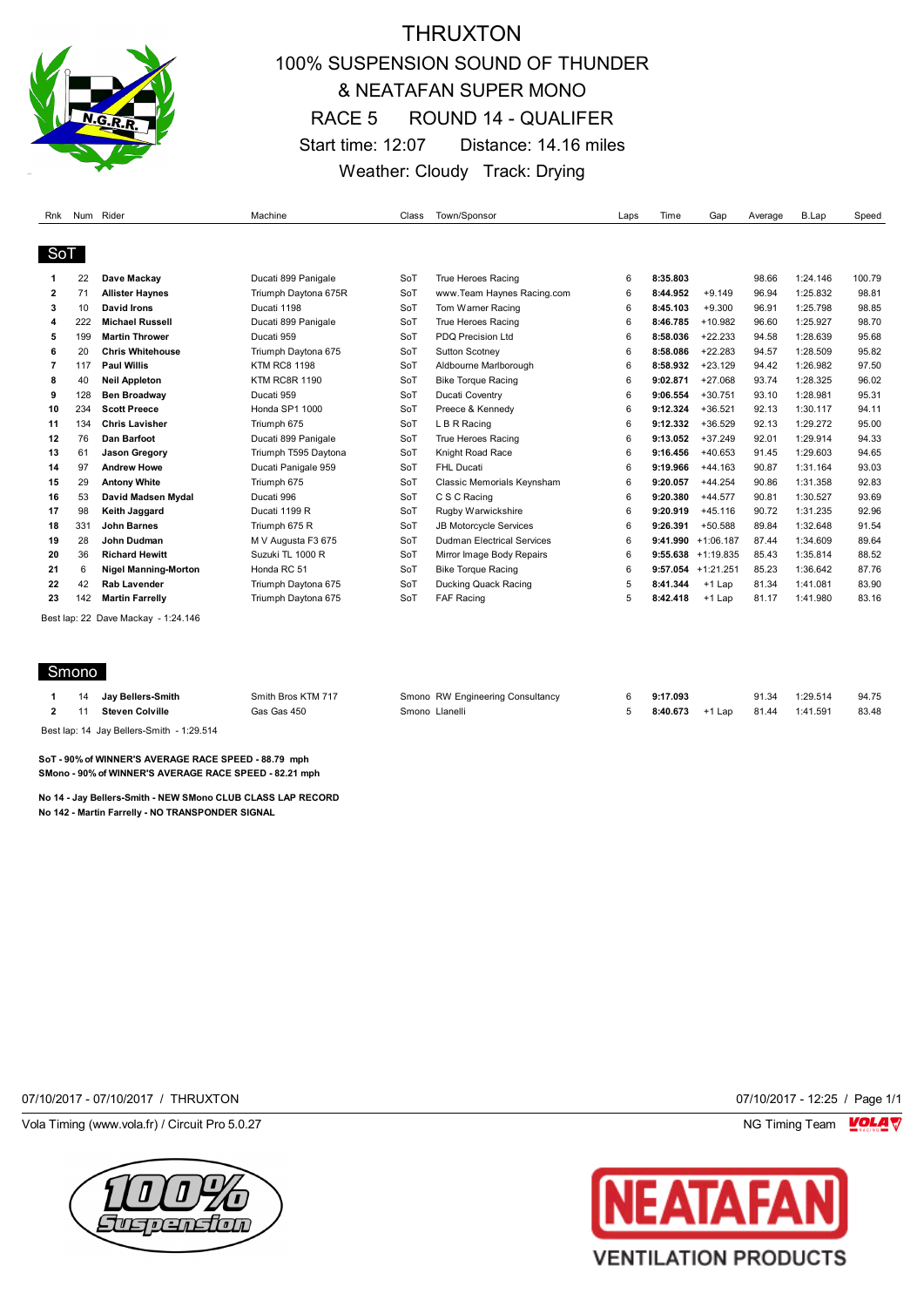# THRUXTON

## 100% SUSPENSION SOUND OF THUNDER & NEATAFAN SUPER MONO

## RACE 5 ROUND 14 - QUALIFER

Start time: 12:07 Distance: 14.16 miles

Weather: Cloudy Track: Drying

### SoT

| Rnk | Num | Rider | Machine | Class | Town/Sponsor | Laps | Time | Gap | Average | B.Lap | Speed |
|---|---|---|---|---|---|---|---|---|---|---|---|
| 1 | 22 | **Dave Mackay** | Ducati 899 Panigale | SoT | True Heroes Racing | 6 | **8:35.803** | | 98.66 | 1:24.146 | 100.79 |
| 2 | 71 | **Allister Haynes** | Triumph Daytona 675R | SoT | www.Team Haynes Racing.com | 6 | **8:44.952** | +9.149 | 96.94 | 1:25.832 | 98.81 |
| 3 | 10 | **David Irons** | Ducati 1198 | SoT | Tom Warner Racing | 6 | **8:45.103** | +9.300 | 96.91 | 1:25.798 | 98.85 |
| 4 | 222 | **Michael Russell** | Ducati 899 Panigale | SoT | True Heroes Racing | 6 | **8:46.785** | +10.982 | 96.60 | 1:25.927 | 98.70 |
| 5 | 199 | **Martin Thrower** | Ducati 959 | SoT | PDQ Precision Ltd | 6 | **8:58.036** | +22.233 | 94.58 | 1:28.639 | 95.68 |
| 6 | 20 | **Chris Whitehouse** | Triumph Daytona 675 | SoT | Sutton Scotney | 6 | **8:58.086** | +22.283 | 94.57 | 1:28.509 | 95.82 |
| 7 | 117 | **Paul Willis** | KTM RC8 1198 | SoT | Aldbourne Marlborough | 6 | **8:58.932** | +23.129 | 94.42 | 1:26.982 | 97.50 |
| 8 | 40 | **Neil Appleton** | KTM RC8R 1190 | SoT | Bike Torque Racing | 6 | **9:02.871** | +27.068 | 93.74 | 1:28.325 | 96.02 |
| 9 | 128 | **Ben Broadway** | Ducati 959 | SoT | Ducati Coventry | 6 | **9:06.554** | +30.751 | 93.10 | 1:28.981 | 95.31 |
| 10 | 234 | **Scott Preece** | Honda SP1 1000 | SoT | Preece & Kennedy | 6 | **9:12.324** | +36.521 | 92.13 | 1:30.117 | 94.11 |
| 11 | 134 | **Chris Lavisher** | Triumph 675 | SoT | L B R Racing | 6 | **9:12.332** | +36.529 | 92.13 | 1:29.272 | 95.00 |
| 12 | 76 | **Dan Barfoot** | Ducati 899 Panigale | SoT | True Heroes Racing | 6 | **9:13.052** | +37.249 | 92.01 | 1:29.914 | 94.33 |
| 13 | 61 | **Jason Gregory** | Triumph T595 Daytona | SoT | Knight Road Race | 6 | **9:16.456** | +40.653 | 91.45 | 1:29.603 | 94.65 |
| 14 | 97 | **Andrew Howe** | Ducati Panigale 959 | SoT | FHL Ducati | 6 | **9:19.966** | +44.163 | 90.87 | 1:31.164 | 93.03 |
| 15 | 29 | **Antony White** | Triumph 675 | SoT | Classic Memorials Keynsham | 6 | **9:20.057** | +44.254 | 90.86 | 1:31.358 | 92.83 |
| 16 | 53 | **David Madsen Mydal** | Ducati 996 | SoT | C S C Racing | 6 | **9:20.380** | +44.577 | 90.81 | 1:30.527 | 93.69 |
| 17 | 98 | **Keith Jaggard** | Ducati 1199 R | SoT | Rugby Warwickshire | 6 | **9:20.919** | +45.116 | 90.72 | 1:31.235 | 92.96 |
| 18 | 331 | **John Barnes** | Triumph 675 R | SoT | JB Motorcycle Services | 6 | **9:26.391** | +50.588 | 89.84 | 1:32.648 | 91.54 |
| 19 | 28 | **John Dudman** | M V Augusta F3 675 | SoT | Dudman Electrical Services | 6 | **9:41.990** | +1:06.187 | 87.44 | 1:34.609 | 89.64 |
| 20 | 36 | **Richard Hewitt** | Suzuki TL 1000 R | SoT | Mirror Image Body Repairs | 6 | **9:55.638** | +1:19.835 | 85.43 | 1:35.814 | 88.52 |
| 21 | 6 | **Nigel Manning-Morton** | Honda RC 51 | SoT | Bike Torque Racing | 6 | **9:57.054** | +1:21.251 | 85.23 | 1:36.642 | 87.76 |
| 22 | 42 | **Rab Lavender** | Triumph Daytona 675 | SoT | Ducking Quack Racing | 5 | **8:41.344** | +1 Lap | 81.34 | 1:41.081 | 83.90 |
| 23 | 142 | **Martin Farrelly** | Triumph Daytona 675 | SoT | FAF Racing | 5 | **8:42.418** | +1 Lap | 81.17 | 1:41.980 | 83.16 |

Best lap: 22 Dave Mackay - 1:24.146

### Smono

| Rnk | Num | Rider | Machine | Class | Town/Sponsor | Laps | Time | Gap | Average | B.Lap | Speed |
|---|---|---|---|---|---|---|---|---|---|---|---|
| 1 | 14 | **Jay Bellers-Smith** | Smith Bros KTM 717 | Smono | RW Engineering Consultancy | 6 | **9:17.093** | | 91.34 | 1:29.514 | 94.75 |
| 2 | 11 | **Steven Colville** | Gas Gas 450 | Smono | Llanelli | 5 | **8:40.673** | +1 Lap | 81.44 | 1:41.591 | 83.48 |

Best lap: 14 Jay Bellers-Smith - 1:29.514

**SoT - 90% of WINNER'S AVERAGE RACE SPEED - 88.79 mph**
**SMono - 90% of WINNER'S AVERAGE RACE SPEED - 82.21 mph**

**No 14 - Jay Bellers-Smith - NEW SMono CLUB CLASS LAP RECORD**
**No 142 - Martin Farrelly - NO TRANSPONDER SIGNAL**

07/10/2017 - 07/10/2017 / THRUXTON

07/10/2017 - 12:25

Vola Timing (www.vola.fr) / Circuit Pro 5.0.27

NG Timing Team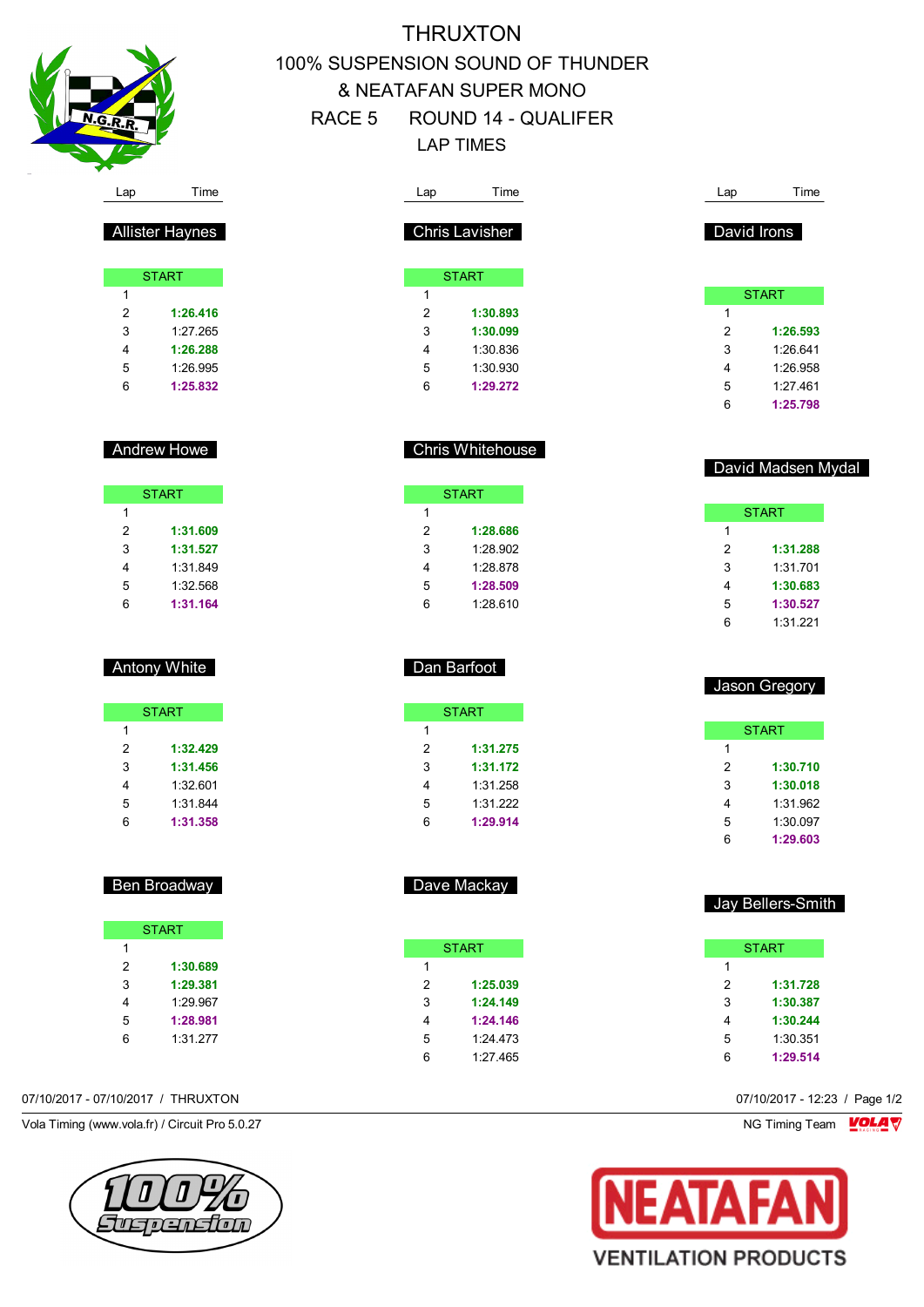# THRUXTON

## 100% SUSPENSION SOUND OF THUNDER & NEATAFAN SUPER MONO

## RACE 5 ROUND 14 - QUALIFER

## LAP TIMES

### Allister Haynes

| Lap | Time |
|---|---|
| START | |
| 1 | |
| 2 | **1:26.416** |
| 3 | 1:27.265 |
| 4 | **1:26.288** |
| 5 | 1:26.995 |
| 6 | **1:25.832** |

### Andrew Howe

| Lap | Time |
|---|---|
| START | |
| 1 | |
| 2 | **1:31.609** |
| 3 | **1:31.527** |
| 4 | 1:31.849 |
| 5 | 1:32.568 |
| 6 | **1:31.164** |

### Antony White

| Lap | Time |
|---|---|
| START | |
| 1 | |
| 2 | **1:32.429** |
| 3 | **1:31.456** |
| 4 | 1:32.601 |
| 5 | 1:31.844 |
| 6 | **1:31.358** |

### Ben Broadway

| Lap | Time |
|---|---|
| START | |
| 1 | |
| 2 | **1:30.689** |
| 3 | **1:29.381** |
| 4 | 1:29.967 |
| 5 | **1:28.981** |
| 6 | 1:31.277 |

### Chris Lavisher

| Lap | Time |
|---|---|
| START | |
| 1 | |
| 2 | **1:30.893** |
| 3 | **1:30.099** |
| 4 | 1:30.836 |
| 5 | 1:30.930 |
| 6 | **1:29.272** |

### Chris Whitehouse

| Lap | Time |
|---|---|
| START | |
| 1 | |
| 2 | **1:28.686** |
| 3 | 1:28.902 |
| 4 | 1:28.878 |
| 5 | **1:28.509** |
| 6 | 1:28.610 |

### Dan Barfoot

| Lap | Time |
|---|---|
| START | |
| 1 | |
| 2 | **1:31.275** |
| 3 | **1:31.172** |
| 4 | 1:31.258 |
| 5 | 1:31.222 |
| 6 | **1:29.914** |

### Dave Mackay

| Lap | Time |
|---|---|
| START | |
| 1 | |
| 2 | **1:25.039** |
| 3 | **1:24.149** |
| 4 | **1:24.146** |
| 5 | 1:24.473 |
| 6 | 1:27.465 |

### David Irons

| Lap | Time |
|---|---|
| START | |
| 1 | |
| 2 | **1:26.593** |
| 3 | 1:26.641 |
| 4 | 1:26.958 |
| 5 | 1:27.461 |
| 6 | **1:25.798** |

### David Madsen Mydal

| Lap | Time |
|---|---|
| START | |
| 1 | |
| 2 | **1:31.288** |
| 3 | 1:31.701 |
| 4 | **1:30.683** |
| 5 | **1:30.527** |
| 6 | 1:31.221 |

### Jason Gregory

| Lap | Time |
|---|---|
| START | |
| 1 | |
| 2 | **1:30.710** |
| 3 | **1:30.018** |
| 4 | 1:31.962 |
| 5 | 1:30.097 |
| 6 | **1:29.603** |

### Jay Bellers-Smith

| Lap | Time |
|---|---|
| START | |
| 1 | |
| 2 | **1:31.728** |
| 3 | **1:30.387** |
| 4 | **1:30.244** |
| 5 | 1:30.351 |
| 6 | **1:29.514** |

07/10/2017 - 07/10/2017 / THRUXTON

07/10/2017 - 12:23

Vola Timing (www.vola.fr) / Circuit Pro 5.0.27

NG Timing Team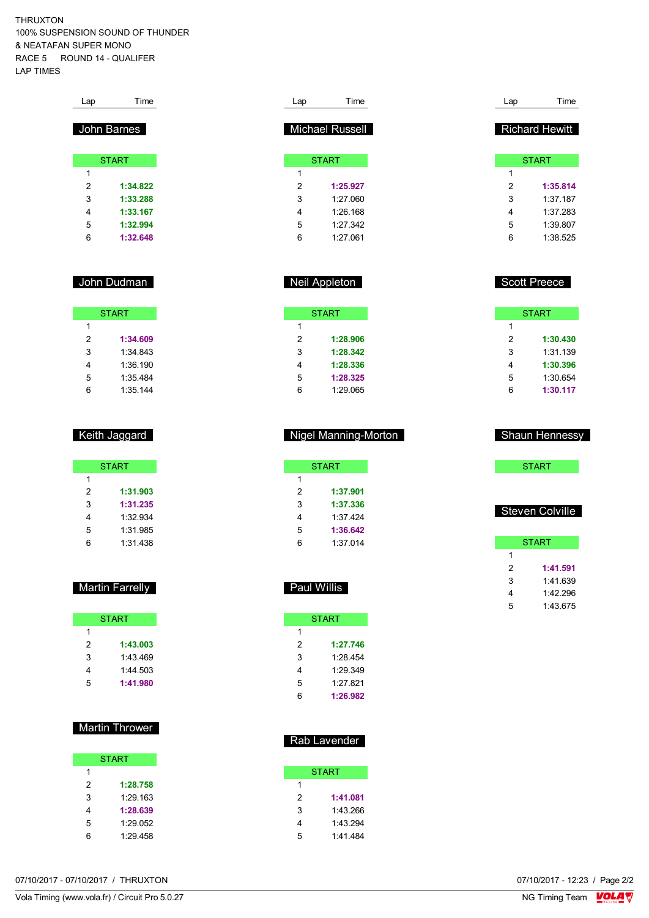THRUXTON
100% SUSPENSION SOUND OF THUNDER
& NEATAFAN SUPER MONO
RACE 5 ROUND 14 - QUALIFER
LAP TIMES

### John Barnes

| Lap | Time |
|---|---|
| START | |
| 1 | |
| 2 | **1:34.822** |
| 3 | **1:33.288** |
| 4 | **1:33.167** |
| 5 | **1:32.994** |
| 6 | **1:32.648** |

### John Dudman

| Lap | Time |
|---|---|
| START | |
| 1 | |
| 2 | **1:34.609** |
| 3 | 1:34.843 |
| 4 | 1:36.190 |
| 5 | 1:35.484 |
| 6 | 1:35.144 |

### Keith Jaggard

| Lap | Time |
|---|---|
| START | |
| 1 | |
| 2 | **1:31.903** |
| 3 | **1:31.235** |
| 4 | 1:32.934 |
| 5 | 1:31.985 |
| 6 | 1:31.438 |

### Martin Farrelly

| Lap | Time |
|---|---|
| START | |
| 1 | |
| 2 | **1:43.003** |
| 3 | 1:43.469 |
| 4 | 1:44.503 |
| 5 | **1:41.980** |

### Martin Thrower

| Lap | Time |
|---|---|
| START | |
| 1 | |
| 2 | **1:28.758** |
| 3 | 1:29.163 |
| 4 | **1:28.639** |
| 5 | 1:29.052 |
| 6 | 1:29.458 |

### Michael Russell

| Lap | Time |
|---|---|
| START | |
| 1 | |
| 2 | **1:25.927** |
| 3 | 1:27.060 |
| 4 | 1:26.168 |
| 5 | 1:27.342 |
| 6 | 1:27.061 |

### Neil Appleton

| Lap | Time |
|---|---|
| START | |
| 1 | |
| 2 | **1:28.906** |
| 3 | **1:28.342** |
| 4 | **1:28.336** |
| 5 | **1:28.325** |
| 6 | 1:29.065 |

### Nigel Manning-Morton

| Lap | Time |
|---|---|
| START | |
| 1 | |
| 2 | **1:37.901** |
| 3 | **1:37.336** |
| 4 | 1:37.424 |
| 5 | **1:36.642** |
| 6 | 1:37.014 |

### Paul Willis

| Lap | Time |
|---|---|
| START | |
| 1 | |
| 2 | **1:27.746** |
| 3 | 1:28.454 |
| 4 | 1:29.349 |
| 5 | 1:27.821 |
| 6 | **1:26.982** |

### Rab Lavender

| Lap | Time |
|---|---|
| START | |
| 1 | |
| 2 | **1:41.081** |
| 3 | 1:43.266 |
| 4 | 1:43.294 |
| 5 | 1:41.484 |

### Richard Hewitt

| Lap | Time |
|---|---|
| START | |
| 1 | |
| 2 | **1:35.814** |
| 3 | 1:37.187 |
| 4 | 1:37.283 |
| 5 | 1:39.807 |
| 6 | 1:38.525 |

### Scott Preece

| Lap | Time |
|---|---|
| START | |
| 1 | |
| 2 | **1:30.430** |
| 3 | 1:31.139 |
| 4 | **1:30.396** |
| 5 | 1:30.654 |
| 6 | **1:30.117** |

### Shaun Hennessy

| Lap | Time |
|---|---|
| START | |

### Steven Colville

| Lap | Time |
|---|---|
| START | |
| 1 | |
| 2 | **1:41.591** |
| 3 | 1:41.639 |
| 4 | 1:42.296 |
| 5 | 1:43.675 |

07/10/2017 - 07/10/2017 / THRUXTON

Vola Timing (www.vola.fr) / Circuit Pro 5.0.27

07/10/2017 - 12:23

NG Timing Team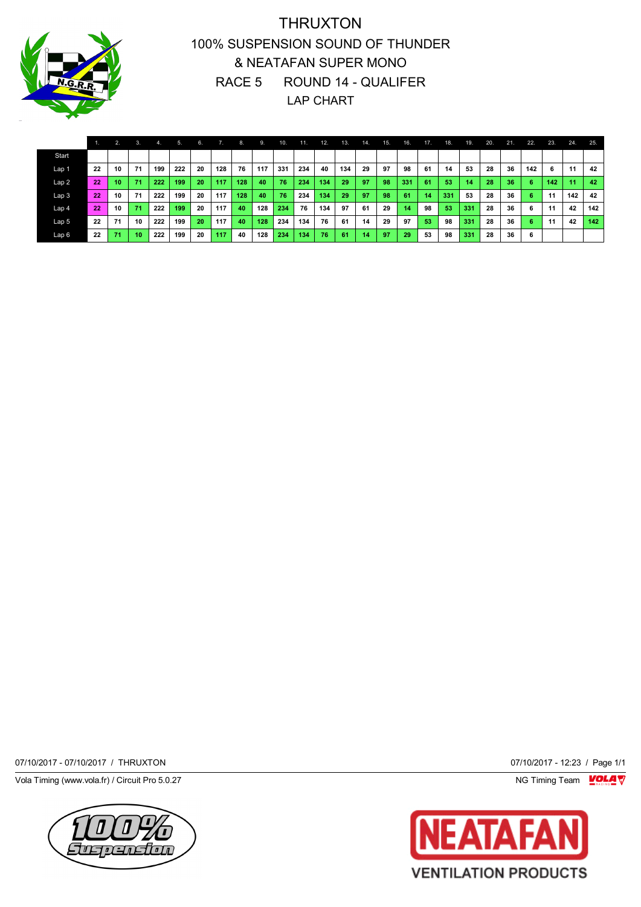# THRUXTON

## 100% SUSPENSION SOUND OF THUNDER
## & NEATAFAN SUPER MONO
## RACE 5 ROUND 14 - QUALIFER
## LAP CHART

| | 1. | 2. | 3. | 4. | 5. | 6. | 7. | 8. | 9. | 10. | 11. | 12. | 13. | 14. | 15. | 16. | 17. | 18. | 19. | 20. | 21. | 22. | 23. | 24. | 25. |
|---|---|---|---|---|---|---|---|---|---|---|---|---|---|---|---|---|---|---|---|---|---|---|---|---|---|
| Start | | | | | | | | | | | | | | | | | | | | | | | | | |
| Lap 1 | 22 | 10 | 71 | 199 | 222 | 20 | 128 | 76 | 117 | 331 | 234 | 40 | 134 | 29 | 97 | 98 | 61 | 14 | 53 | 28 | 36 | 142 | 6 | 11 | 42 |
| Lap 2 | 22 | 10 | 71 | 222 | 199 | 20 | 117 | 128 | 40 | 76 | 234 | 134 | 29 | 97 | 98 | 331 | 61 | 53 | 14 | 28 | 36 | 6 | 142 | 11 | 42 |
| Lap 3 | 22 | 10 | 71 | 222 | 199 | 20 | 117 | 128 | 40 | 76 | 234 | 134 | 29 | 97 | 98 | 61 | 14 | 331 | 53 | 28 | 36 | 6 | 11 | 142 | 42 |
| Lap 4 | 22 | 10 | 71 | 222 | 199 | 20 | 117 | 40 | 128 | 234 | 76 | 134 | 97 | 61 | 29 | 14 | 98 | 53 | 331 | 28 | 36 | 6 | 11 | 42 | 142 |
| Lap 5 | 22 | 71 | 10 | 222 | 199 | 20 | 117 | 40 | 128 | 234 | 134 | 76 | 61 | 14 | 29 | 97 | 53 | 98 | 331 | 28 | 36 | 6 | 11 | 42 | 142 |
| Lap 6 | 22 | 71 | 10 | 222 | 199 | 20 | 117 | 40 | 128 | 234 | 134 | 76 | 61 | 14 | 97 | 29 | 53 | 98 | 331 | 28 | 36 | 6 | | | |

07/10/2017 - 07/10/2017 / THRUXTON

07/10/2017 - 12:23 / Page 1/1

Vola Timing (www.vola.fr) / Circuit Pro 5.0.27

NG Timing Team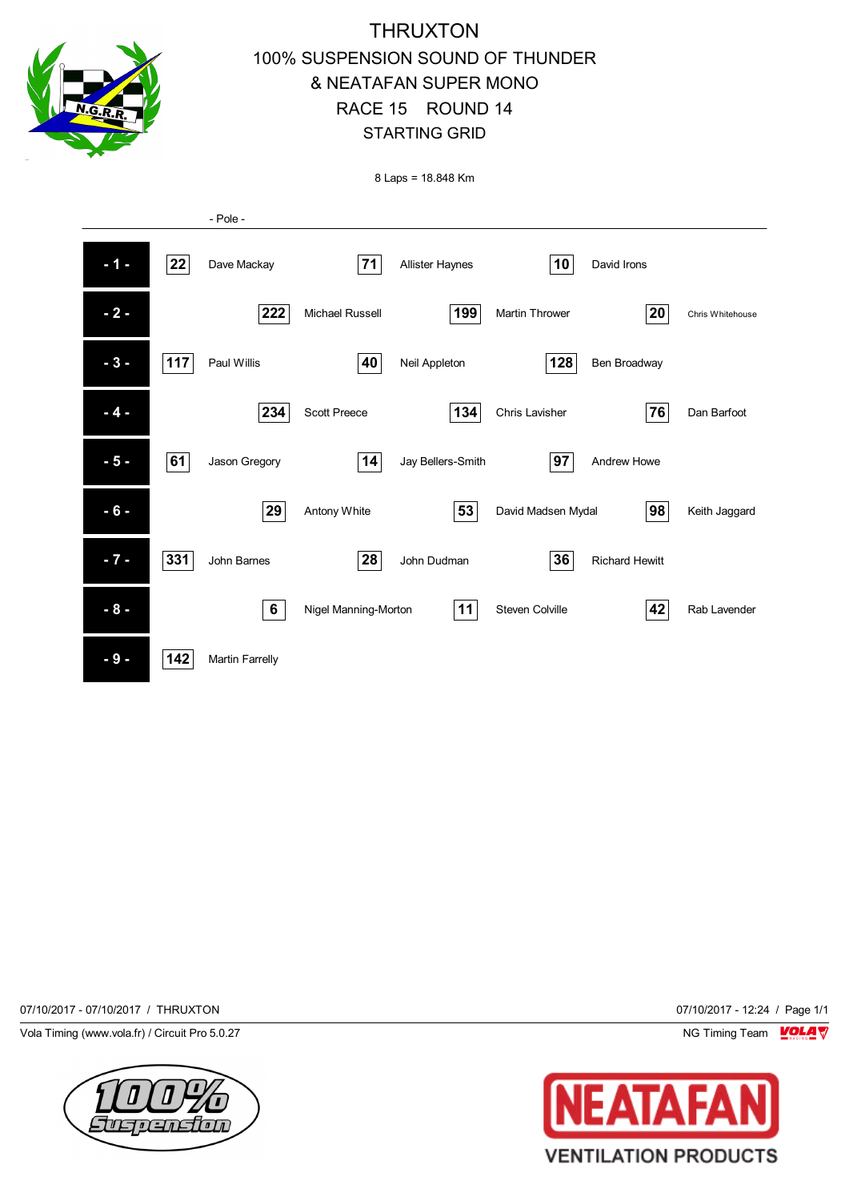# THRUXTON

## 100% SUSPENSION SOUND OF THUNDER & NEATAFAN SUPER MONO

## RACE 15 ROUND 14

## STARTING GRID

8 Laps = 18.848 Km

- Pole -

| Row | No. | Rider | No. | Rider | No. | Rider |
|---|---|---|---|---|---|---|
| - 1 - | 22 | Dave Mackay | 71 | Allister Haynes | 10 | David Irons |
| - 2 - | 222 | Michael Russell | 199 | Martin Thrower | 20 | Chris Whitehouse |
| - 3 - | 117 | Paul Willis | 40 | Neil Appleton | 128 | Ben Broadway |
| - 4 - | 234 | Scott Preece | 134 | Chris Lavisher | 76 | Dan Barfoot |
| - 5 - | 61 | Jason Gregory | 14 | Jay Bellers-Smith | 97 | Andrew Howe |
| - 6 - | 29 | Antony White | 53 | David Madsen Mydal | 98 | Keith Jaggard |
| - 7 - | 331 | John Barnes | 28 | John Dudman | 36 | Richard Hewitt |
| - 8 - | 6 | Nigel Manning-Morton | 11 | Steven Colville | 42 | Rab Lavender |
| - 9 - | 142 | Martin Farrelly | | | | |

07/10/2017 - 07/10/2017 / THRUXTON

07/10/2017 - 12:24 / Page 1/1

Vola Timing (www.vola.fr) / Circuit Pro 5.0.27

NG Timing Team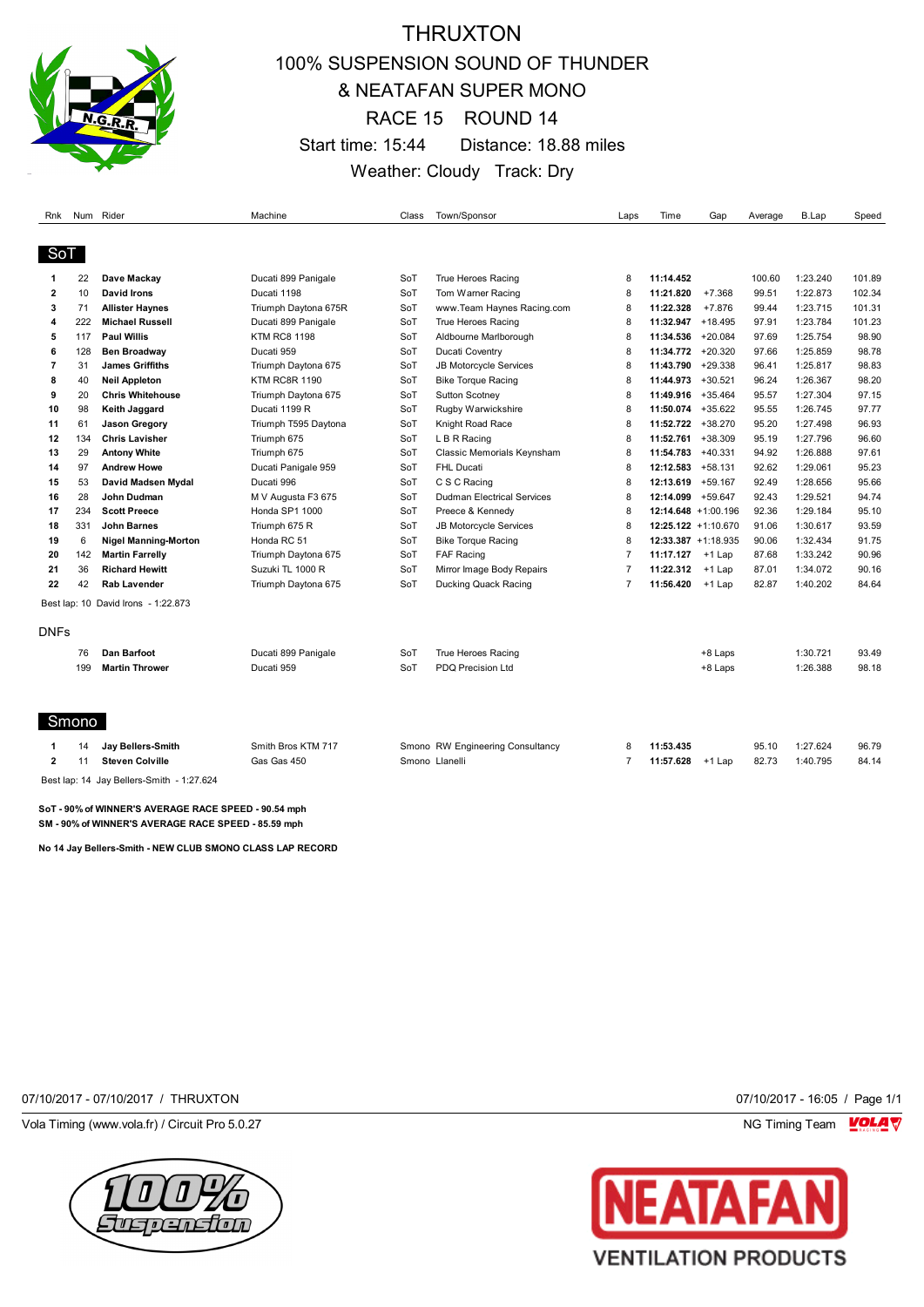# THRUXTON

## 100% SUSPENSION SOUND OF THUNDER & NEATAFAN SUPER MONO

## RACE 15 ROUND 14

Start time: 15:44 Distance: 18.88 miles

Weather: Cloudy Track: Dry

### SoT

| Rnk | Num | Rider | Machine | Class | Town/Sponsor | Laps | Time | Gap | Average | B.Lap | Speed |
|---|---|---|---|---|---|---|---|---|---|---|---|
| 1 | 22 | **Dave Mackay** | Ducati 899 Panigale | SoT | True Heroes Racing | 8 | **11:14.452** | | 100.60 | 1:23.240 | 101.89 |
| 2 | 10 | **David Irons** | Ducati 1198 | SoT | Tom Warner Racing | 8 | **11:21.820** | +7.368 | 99.51 | 1:22.873 | 102.34 |
| 3 | 71 | **Allister Haynes** | Triumph Daytona 675R | SoT | www.Team Haynes Racing.com | 8 | **11:22.328** | +7.876 | 99.44 | 1:23.715 | 101.31 |
| 4 | 222 | **Michael Russell** | Ducati 899 Panigale | SoT | True Heroes Racing | 8 | **11:32.947** | +18.495 | 97.91 | 1:23.784 | 101.23 |
| 5 | 117 | **Paul Willis** | KTM RC8 1198 | SoT | Aldbourne Marlborough | 8 | **11:34.536** | +20.084 | 97.69 | 1:25.754 | 98.90 |
| 6 | 128 | **Ben Broadway** | Ducati 959 | SoT | Ducati Coventry | 8 | **11:34.772** | +20.320 | 97.66 | 1:25.859 | 98.78 |
| 7 | 31 | **James Griffiths** | Triumph Daytona 675 | SoT | JB Motorcycle Services | 8 | **11:43.790** | +29.338 | 96.41 | 1:25.817 | 98.83 |
| 8 | 40 | **Neil Appleton** | KTM RC8R 1190 | SoT | Bike Torque Racing | 8 | **11:44.973** | +30.521 | 96.24 | 1:26.367 | 98.20 |
| 9 | 20 | **Chris Whitehouse** | Triumph Daytona 675 | SoT | Sutton Scotney | 8 | **11:49.916** | +35.464 | 95.57 | 1:27.304 | 97.15 |
| 10 | 98 | **Keith Jaggard** | Ducati 1199 R | SoT | Rugby Warwickshire | 8 | **11:50.074** | +35.622 | 95.55 | 1:26.745 | 97.77 |
| 11 | 61 | **Jason Gregory** | Triumph T595 Daytona | SoT | Knight Road Race | 8 | **11:52.722** | +38.270 | 95.20 | 1:27.498 | 96.93 |
| 12 | 134 | **Chris Lavisher** | Triumph 675 | SoT | L B R Racing | 8 | **11:52.761** | +38.309 | 95.19 | 1:27.796 | 96.60 |
| 13 | 29 | **Antony White** | Triumph 675 | SoT | Classic Memorials Keynsham | 8 | **11:54.783** | +40.331 | 94.92 | 1:26.888 | 97.61 |
| 14 | 97 | **Andrew Howe** | Ducati Panigale 959 | SoT | FHL Ducati | 8 | **12:12.583** | +58.131 | 92.62 | 1:29.061 | 95.23 |
| 15 | 53 | **David Madsen Mydal** | Ducati 996 | SoT | C S C Racing | 8 | **12:13.619** | +59.167 | 92.49 | 1:28.656 | 95.66 |
| 16 | 28 | **John Dudman** | M V Augusta F3 675 | SoT | Dudman Electrical Services | 8 | **12:14.099** | +59.647 | 92.43 | 1:29.521 | 94.74 |
| 17 | 234 | **Scott Preece** | Honda SP1 1000 | SoT | Preece & Kennedy | 8 | **12:14.648** | +1:00.196 | 92.36 | 1:29.184 | 95.10 |
| 18 | 331 | **John Barnes** | Triumph 675 R | SoT | JB Motorcycle Services | 8 | **12:25.122** | +1:10.670 | 91.06 | 1:30.617 | 93.59 |
| 19 | 6 | **Nigel Manning-Morton** | Honda RC 51 | SoT | Bike Torque Racing | 8 | **12:33.387** | +1:18.935 | 90.06 | 1:32.434 | 91.75 |
| 20 | 142 | **Martin Farrelly** | Triumph Daytona 675 | SoT | FAF Racing | 7 | **11:17.127** | +1 Lap | 87.68 | 1:33.242 | 90.96 |
| 21 | 36 | **Richard Hewitt** | Suzuki TL 1000 R | SoT | Mirror Image Body Repairs | 7 | **11:22.312** | +1 Lap | 87.01 | 1:34.072 | 90.16 |
| 22 | 42 | **Rab Lavender** | Triumph Daytona 675 | SoT | Ducking Quack Racing | 7 | **11:56.420** | +1 Lap | 82.87 | 1:40.202 | 84.64 |

Best lap: 10 David Irons - 1:22.873

### DNFs

| Rnk | Num | Rider | Machine | Class | Town/Sponsor | Laps | Time | Gap | Average | B.Lap | Speed |
|---|---|---|---|---|---|---|---|---|---|---|---|
| | 76 | **Dan Barfoot** | Ducati 899 Panigale | SoT | True Heroes Racing | | | +8 Laps | | 1:30.721 | 93.49 |
| | 199 | **Martin Thrower** | Ducati 959 | SoT | PDQ Precision Ltd | | | +8 Laps | | 1:26.388 | 98.18 |

### Smono

| Rnk | Num | Rider | Machine | Class | Town/Sponsor | Laps | Time | Gap | Average | B.Lap | Speed |
|---|---|---|---|---|---|---|---|---|---|---|---|
| 1 | 14 | **Jay Bellers-Smith** | Smith Bros KTM 717 | Smono | RW Engineering Consultancy | 8 | **11:53.435** | | 95.10 | 1:27.624 | 96.79 |
| 2 | 11 | **Steven Colville** | Gas Gas 450 | Smono | Llanelli | 7 | **11:57.628** | +1 Lap | 82.73 | 1:40.795 | 84.14 |

Best lap: 14 Jay Bellers-Smith - 1:27.624

**SoT - 90% of WINNER'S AVERAGE RACE SPEED - 90.54 mph**
**SM - 90% of WINNER'S AVERAGE RACE SPEED - 85.59 mph**

**No 14 Jay Bellers-Smith - NEW CLUB SMONO CLASS LAP RECORD**

07/10/2017 - 07/10/2017 / THRUXTON

07/10/2017 - 16:05

Vola Timing (www.vola.fr) / Circuit Pro 5.0.27

NG Timing Team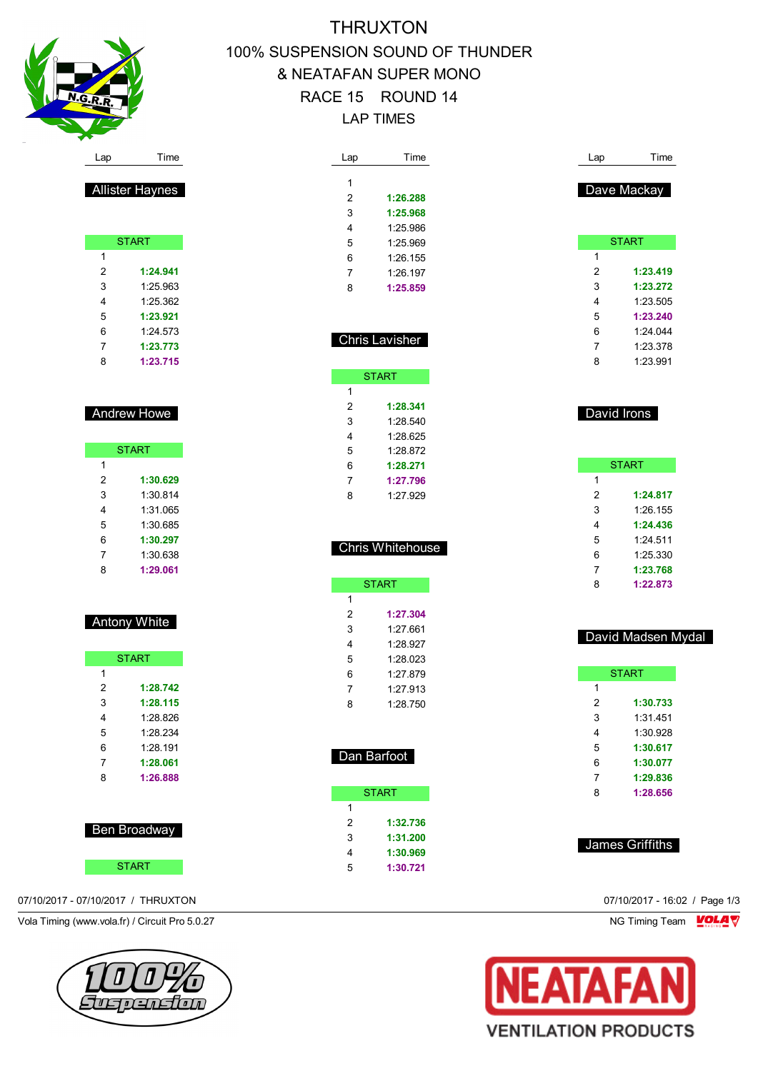# THRUXTON

## 100% SUSPENSION SOUND OF THUNDER & NEATAFAN SUPER MONO

## RACE 15 ROUND 14

## LAP TIMES

### Allister Haynes

| Lap | Time |
|---|---|
| START | |
| 1 | |
| 2 | **1:24.941** |
| 3 | 1:25.963 |
| 4 | 1:25.362 |
| 5 | **1:23.921** |
| 6 | 1:24.573 |
| 7 | **1:23.773** |
| 8 | **1:23.715** |

### Andrew Howe

| Lap | Time |
|---|---|
| START | |
| 1 | |
| 2 | **1:30.629** |
| 3 | 1:30.814 |
| 4 | 1:31.065 |
| 5 | 1:30.685 |
| 6 | **1:30.297** |
| 7 | 1:30.638 |
| 8 | **1:29.061** |

### Antony White

| Lap | Time |
|---|---|
| START | |
| 1 | |
| 2 | **1:28.742** |
| 3 | **1:28.115** |
| 4 | 1:28.826 |
| 5 | 1:28.234 |
| 6 | 1:28.191 |
| 7 | **1:28.061** |
| 8 | **1:26.888** |

### Ben Broadway

| Lap | Time |
|---|---|
| START | |
| 1 | |
| 2 | **1:26.288** |
| 3 | **1:25.968** |
| 4 | 1:25.986 |
| 5 | 1:25.969 |
| 6 | 1:26.155 |
| 7 | 1:26.197 |
| 8 | **1:25.859** |

### Chris Lavisher

| Lap | Time |
|---|---|
| START | |
| 1 | |
| 2 | **1:28.341** |
| 3 | 1:28.540 |
| 4 | 1:28.625 |
| 5 | 1:28.872 |
| 6 | **1:28.271** |
| 7 | **1:27.796** |
| 8 | 1:27.929 |

### Chris Whitehouse

| Lap | Time |
|---|---|
| START | |
| 1 | |
| 2 | **1:27.304** |
| 3 | 1:27.661 |
| 4 | 1:28.927 |
| 5 | 1:28.023 |
| 6 | 1:27.879 |
| 7 | 1:27.913 |
| 8 | 1:28.750 |

### Dan Barfoot

| Lap | Time |
|---|---|
| START | |
| 1 | |
| 2 | **1:32.736** |
| 3 | **1:31.200** |
| 4 | **1:30.969** |
| 5 | **1:30.721** |

### Dave Mackay

| Lap | Time |
|---|---|
| START | |
| 1 | |
| 2 | **1:23.419** |
| 3 | **1:23.272** |
| 4 | 1:23.505 |
| 5 | **1:23.240** |
| 6 | 1:24.044 |
| 7 | 1:23.378 |
| 8 | 1:23.991 |

### David Irons

| Lap | Time |
|---|---|
| START | |
| 1 | |
| 2 | **1:24.817** |
| 3 | 1:26.155 |
| 4 | **1:24.436** |
| 5 | 1:24.511 |
| 6 | 1:25.330 |
| 7 | **1:23.768** |
| 8 | **1:22.873** |

### David Madsen Mydal

| Lap | Time |
|---|---|
| START | |
| 1 | |
| 2 | **1:30.733** |
| 3 | 1:31.451 |
| 4 | 1:30.928 |
| 5 | **1:30.617** |
| 6 | **1:30.077** |
| 7 | **1:29.836** |
| 8 | **1:28.656** |

### James Griffiths

07/10/2017 - 07/10/2017 / THRUXTON

Vola Timing (www.vola.fr) / Circuit Pro 5.0.27

07/10/2017 - 16:02 / Page 1/3

NG Timing Team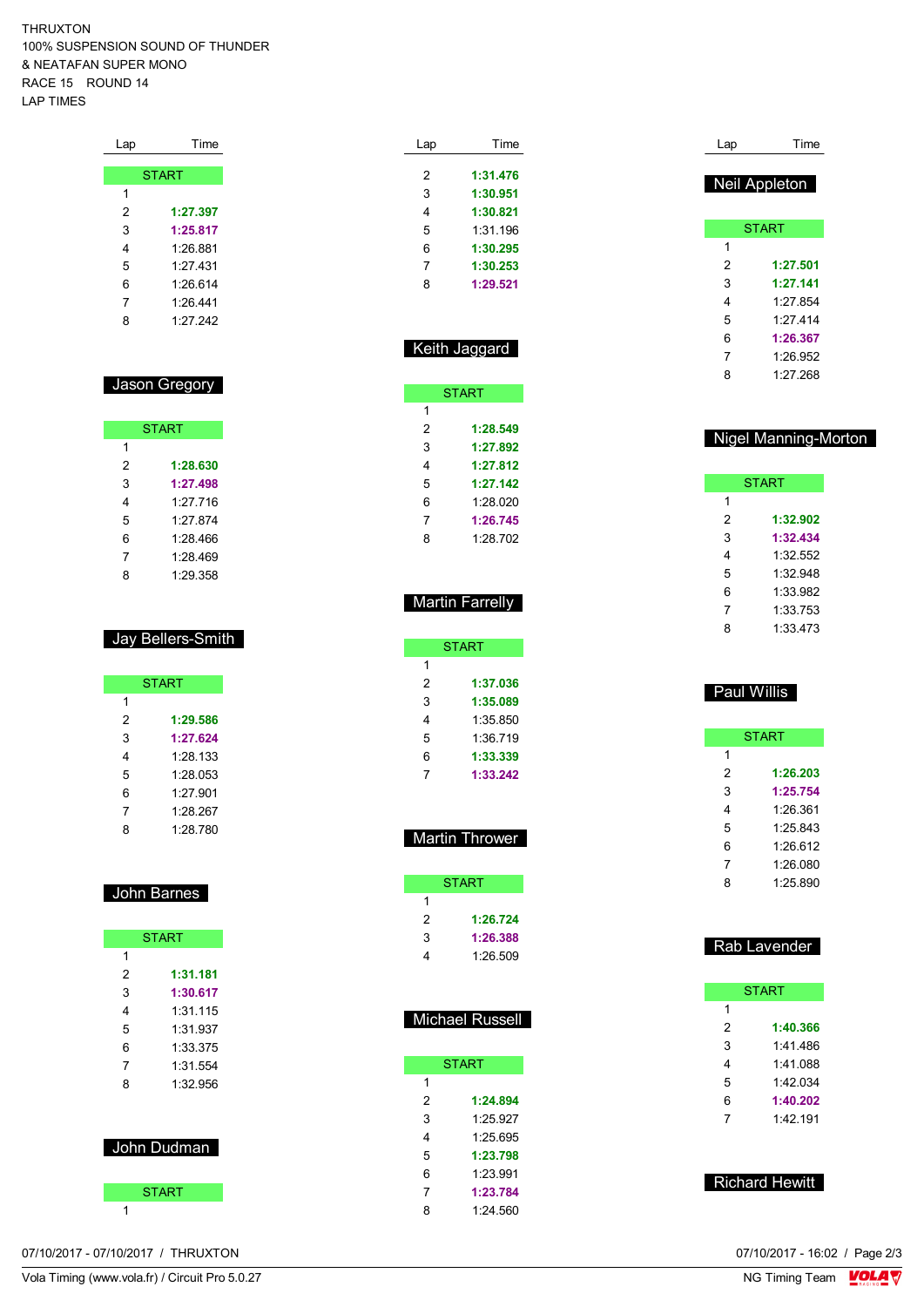THRUXTON
100% SUSPENSION SOUND OF THUNDER
& NEATAFAN SUPER MONO
RACE 15 ROUND 14
LAP TIMES

| Lap | Time |
|---|---|
| START | |
| 1 | |
| 2 | **1:27.397** |
| 3 | **1:25.817** |
| 4 | 1:26.881 |
| 5 | 1:27.431 |
| 6 | 1:26.614 |
| 7 | 1:26.441 |
| 8 | 1:27.242 |

## Jason Gregory

| Lap | Time |
|---|---|
| START | |
| 1 | |
| 2 | **1:28.630** |
| 3 | **1:27.498** |
| 4 | 1:27.716 |
| 5 | 1:27.874 |
| 6 | 1:28.466 |
| 7 | 1:28.469 |
| 8 | 1:29.358 |

## Jay Bellers-Smith

| Lap | Time |
|---|---|
| START | |
| 1 | |
| 2 | **1:29.586** |
| 3 | **1:27.624** |
| 4 | 1:28.133 |
| 5 | 1:28.053 |
| 6 | 1:27.901 |
| 7 | 1:28.267 |
| 8 | 1:28.780 |

## John Barnes

| Lap | Time |
|---|---|
| START | |
| 1 | |
| 2 | **1:31.181** |
| 3 | **1:30.617** |
| 4 | 1:31.115 |
| 5 | 1:31.937 |
| 6 | 1:33.375 |
| 7 | 1:31.554 |
| 8 | 1:32.956 |

## John Dudman

| Lap | Time |
|---|---|
| START | |
| 1 | |
| 2 | **1:31.476** |
| 3 | **1:30.951** |
| 4 | **1:30.821** |
| 5 | 1:31.196 |
| 6 | **1:30.295** |
| 7 | **1:30.253** |
| 8 | **1:29.521** |

## Keith Jaggard

| Lap | Time |
|---|---|
| START | |
| 1 | |
| 2 | **1:28.549** |
| 3 | **1:27.892** |
| 4 | **1:27.812** |
| 5 | **1:27.142** |
| 6 | 1:28.020 |
| 7 | **1:26.745** |
| 8 | 1:28.702 |

## Martin Farrelly

| Lap | Time |
|---|---|
| START | |
| 1 | |
| 2 | **1:37.036** |
| 3 | **1:35.089** |
| 4 | 1:35.850 |
| 5 | 1:36.719 |
| 6 | **1:33.339** |
| 7 | **1:33.242** |

## Martin Thrower

| Lap | Time |
|---|---|
| START | |
| 1 | |
| 2 | **1:26.724** |
| 3 | **1:26.388** |
| 4 | 1:26.509 |

## Michael Russell

| Lap | Time |
|---|---|
| START | |
| 1 | |
| 2 | **1:24.894** |
| 3 | 1:25.927 |
| 4 | 1:25.695 |
| 5 | **1:23.798** |
| 6 | 1:23.991 |
| 7 | **1:23.784** |
| 8 | 1:24.560 |

## Neil Appleton

| Lap | Time |
|---|---|
| START | |
| 1 | |
| 2 | **1:27.501** |
| 3 | **1:27.141** |
| 4 | 1:27.854 |
| 5 | 1:27.414 |
| 6 | **1:26.367** |
| 7 | 1:26.952 |
| 8 | 1:27.268 |

## Nigel Manning-Morton

| Lap | Time |
|---|---|
| START | |
| 1 | |
| 2 | **1:32.902** |
| 3 | **1:32.434** |
| 4 | 1:32.552 |
| 5 | 1:32.948 |
| 6 | 1:33.982 |
| 7 | 1:33.753 |
| 8 | 1:33.473 |

## Paul Willis

| Lap | Time |
|---|---|
| START | |
| 1 | |
| 2 | **1:26.203** |
| 3 | **1:25.754** |
| 4 | 1:26.361 |
| 5 | 1:25.843 |
| 6 | 1:26.612 |
| 7 | 1:26.080 |
| 8 | 1:25.890 |

## Rab Lavender

| Lap | Time |
|---|---|
| START | |
| 1 | |
| 2 | **1:40.366** |
| 3 | 1:41.486 |
| 4 | 1:41.088 |
| 5 | 1:42.034 |
| 6 | **1:40.202** |
| 7 | 1:42.191 |

## Richard Hewitt

07/10/2017 - 07/10/2017 / THRUXTON
Vola Timing (www.vola.fr) / Circuit Pro 5.0.27
07/10/2017 - 16:02 / Page 2/3
NG Timing Team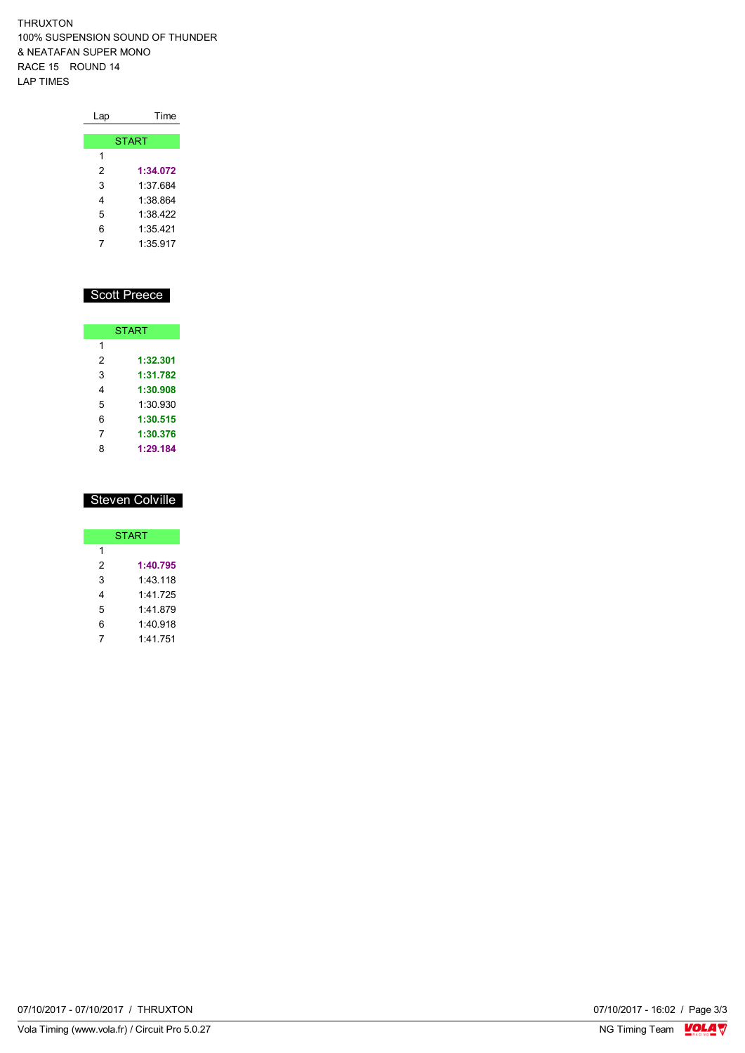THRUXTON
100% SUSPENSION SOUND OF THUNDER
& NEATAFAN SUPER MONO
RACE 15 ROUND 14
LAP TIMES

| Lap | Time |
|---|---|
| START | |
| 1 | |
| 2 | **1:34.072** |
| 3 | 1:37.684 |
| 4 | 1:38.864 |
| 5 | 1:38.422 |
| 6 | 1:35.421 |
| 7 | 1:35.917 |

## Scott Preece

| Lap | Time |
|---|---|
| START | |
| 1 | |
| 2 | **1:32.301** |
| 3 | **1:31.782** |
| 4 | **1:30.908** |
| 5 | 1:30.930 |
| 6 | **1:30.515** |
| 7 | **1:30.376** |
| 8 | **1:29.184** |

## Steven Colville

| Lap | Time |
|---|---|
| START | |
| 1 | |
| 2 | **1:40.795** |
| 3 | 1:43.118 |
| 4 | 1:41.725 |
| 5 | 1:41.879 |
| 6 | 1:40.918 |
| 7 | 1:41.751 |